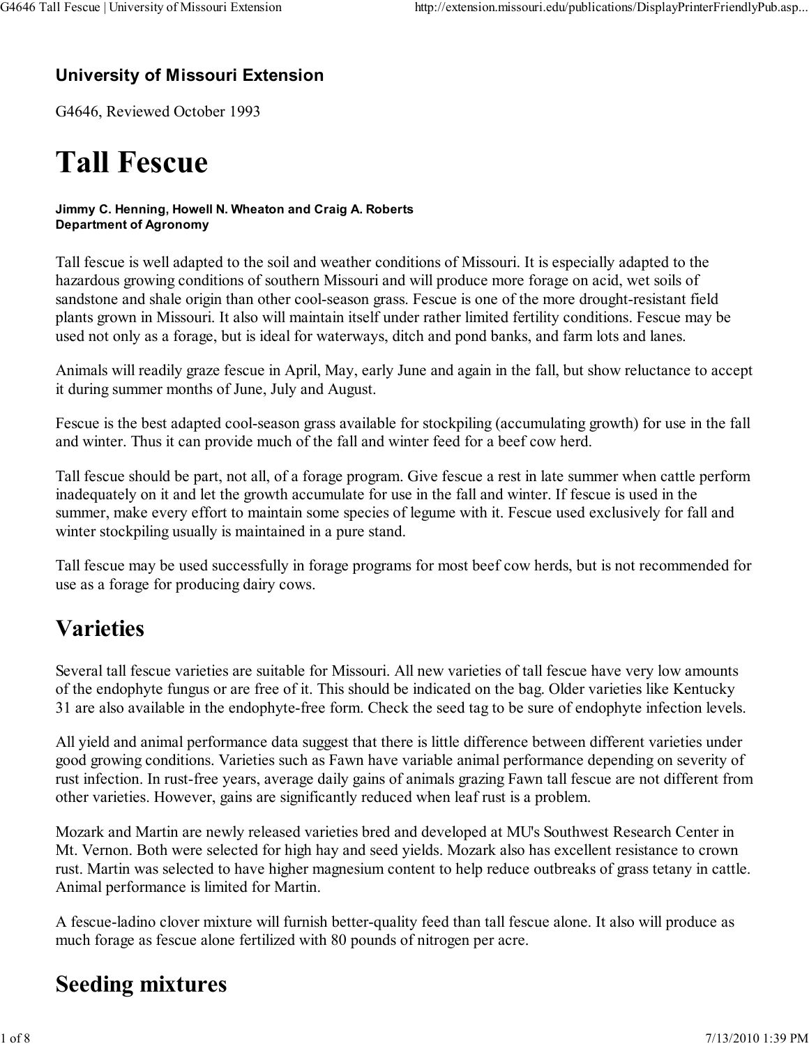**University of Missouri Extension**

G4646, Reviewed October 1993

# Tall Fescue

**Jimmy C. Henning, Howell N. Wheaton and Craig A. Roberts**
**Department of Agronomy**

Tall fescue is well adapted to the soil and weather conditions of Missouri. It is especially adapted to the hazardous growing conditions of southern Missouri and will produce more forage on acid, wet soils of sandstone and shale origin than other cool-season grass. Fescue is one of the more drought-resistant field plants grown in Missouri. It also will maintain itself under rather limited fertility conditions. Fescue may be used not only as a forage, but is ideal for waterways, ditch and pond banks, and farm lots and lanes.

Animals will readily graze fescue in April, May, early June and again in the fall, but show reluctance to accept it during summer months of June, July and August.

Fescue is the best adapted cool-season grass available for stockpiling (accumulating growth) for use in the fall and winter. Thus it can provide much of the fall and winter feed for a beef cow herd.

Tall fescue should be part, not all, of a forage program. Give fescue a rest in late summer when cattle perform inadequately on it and let the growth accumulate for use in the fall and winter. If fescue is used in the summer, make every effort to maintain some species of legume with it. Fescue used exclusively for fall and winter stockpiling usually is maintained in a pure stand.

Tall fescue may be used successfully in forage programs for most beef cow herds, but is not recommended for use as a forage for producing dairy cows.

## Varieties

Several tall fescue varieties are suitable for Missouri. All new varieties of tall fescue have very low amounts of the endophyte fungus or are free of it. This should be indicated on the bag. Older varieties like Kentucky 31 are also available in the endophyte-free form. Check the seed tag to be sure of endophyte infection levels.

All yield and animal performance data suggest that there is little difference between different varieties under good growing conditions. Varieties such as Fawn have variable animal performance depending on severity of rust infection. In rust-free years, average daily gains of animals grazing Fawn tall fescue are not different from other varieties. However, gains are significantly reduced when leaf rust is a problem.

Mozark and Martin are newly released varieties bred and developed at MU's Southwest Research Center in Mt. Vernon. Both were selected for high hay and seed yields. Mozark also has excellent resistance to crown rust. Martin was selected to have higher magnesium content to help reduce outbreaks of grass tetany in cattle. Animal performance is limited for Martin.

A fescue-ladino clover mixture will furnish better-quality feed than tall fescue alone. It also will produce as much forage as fescue alone fertilized with 80 pounds of nitrogen per acre.

## Seeding mixtures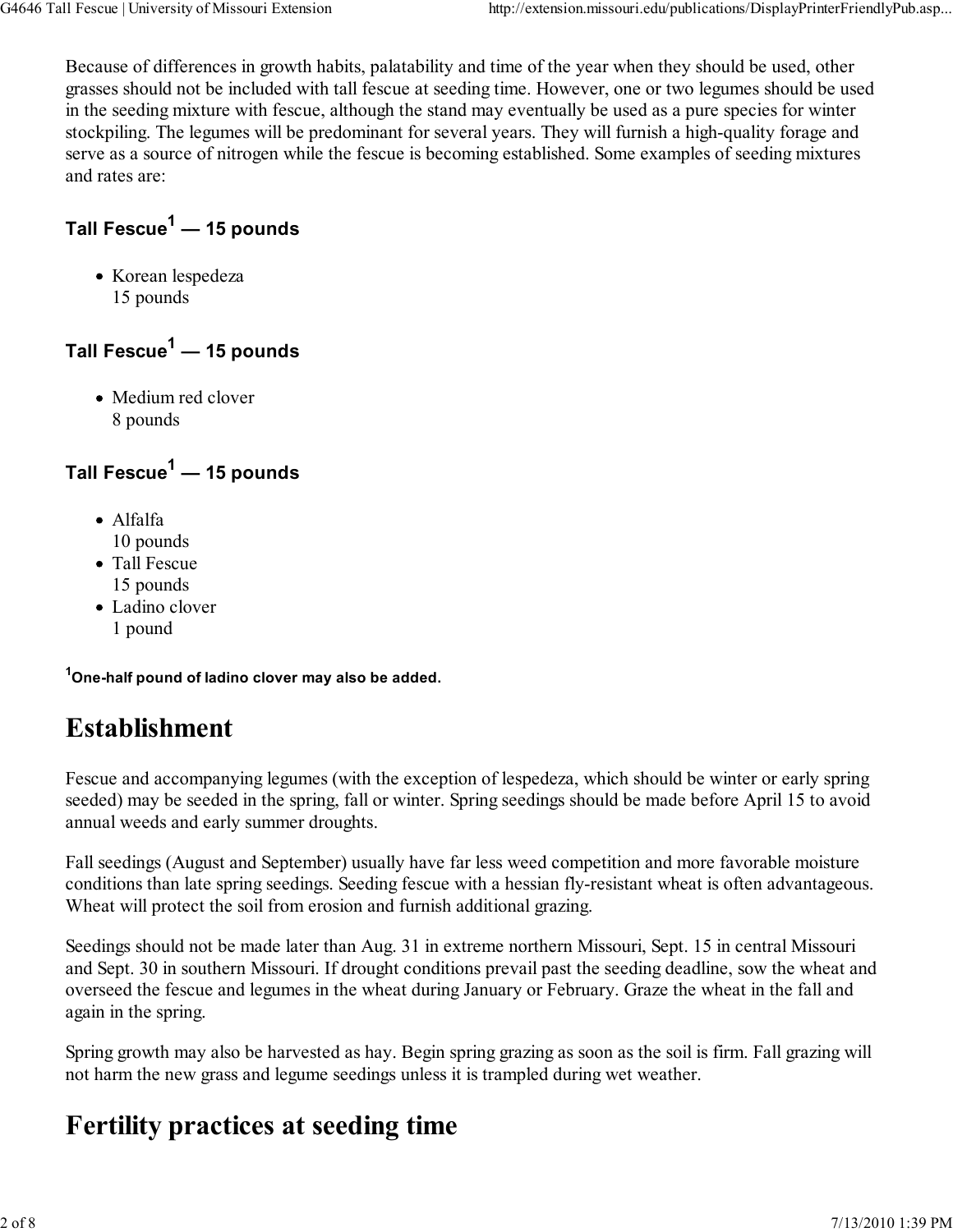Because of differences in growth habits, palatability and time of the year when they should be used, other grasses should not be included with tall fescue at seeding time. However, one or two legumes should be used in the seeding mixture with fescue, although the stand may eventually be used as a pure species for winter stockpiling. The legumes will be predominant for several years. They will furnish a high-quality forage and serve as a source of nitrogen while the fescue is becoming established. Some examples of seeding mixtures and rates are:

### Tall Fescue[1] — 15 pounds

- Korean lespedeza
  15 pounds

### Tall Fescue[1] — 15 pounds

- Medium red clover
  8 pounds

### Tall Fescue[1] — 15 pounds

- Alfalfa
  10 pounds
- Tall Fescue
  15 pounds
- Ladino clover
  1 pound

**[1]One-half pound of ladino clover may also be added.**

# Establishment

Fescue and accompanying legumes (with the exception of lespedeza, which should be winter or early spring seeded) may be seeded in the spring, fall or winter. Spring seedings should be made before April 15 to avoid annual weeds and early summer droughts.

Fall seedings (August and September) usually have far less weed competition and more favorable moisture conditions than late spring seedings. Seeding fescue with a hessian fly-resistant wheat is often advantageous. Wheat will protect the soil from erosion and furnish additional grazing.

Seedings should not be made later than Aug. 31 in extreme northern Missouri, Sept. 15 in central Missouri and Sept. 30 in southern Missouri. If drought conditions prevail past the seeding deadline, sow the wheat and overseed the fescue and legumes in the wheat during January or February. Graze the wheat in the fall and again in the spring.

Spring growth may also be harvested as hay. Begin spring grazing as soon as the soil is firm. Fall grazing will not harm the new grass and legume seedings unless it is trampled during wet weather.

# Fertility practices at seeding time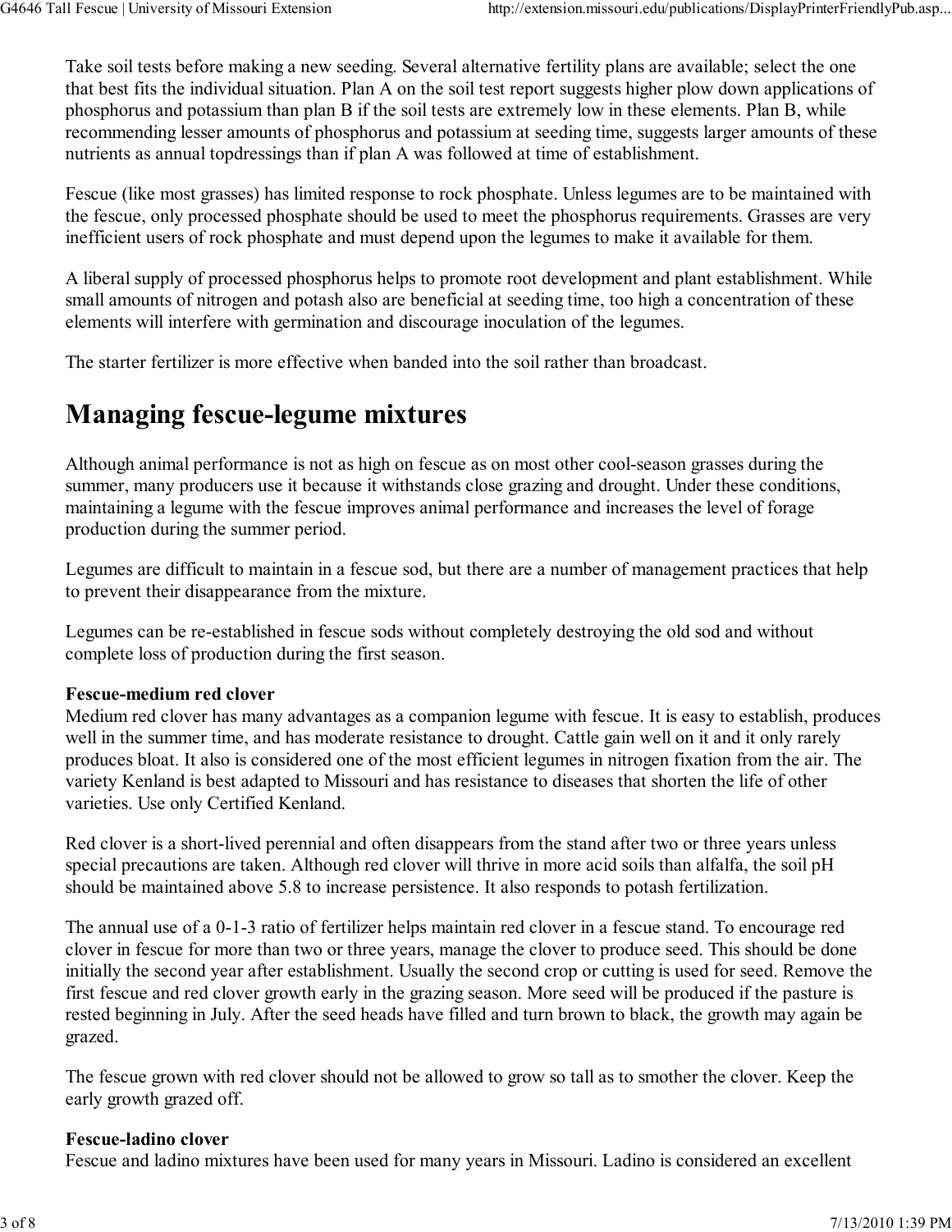Take soil tests before making a new seeding. Several alternative fertility plans are available; select the one that best fits the individual situation. Plan A on the soil test report suggests higher plow down applications of phosphorus and potassium than plan B if the soil tests are extremely low in these elements. Plan B, while recommending lesser amounts of phosphorus and potassium at seeding time, suggests larger amounts of these nutrients as annual topdressings than if plan A was followed at time of establishment.

Fescue (like most grasses) has limited response to rock phosphate. Unless legumes are to be maintained with the fescue, only processed phosphate should be used to meet the phosphorus requirements. Grasses are very inefficient users of rock phosphate and must depend upon the legumes to make it available for them.

A liberal supply of processed phosphorus helps to promote root development and plant establishment. While small amounts of nitrogen and potash also are beneficial at seeding time, too high a concentration of these elements will interfere with germination and discourage inoculation of the legumes.

The starter fertilizer is more effective when banded into the soil rather than broadcast.

# Managing fescue-legume mixtures

Although animal performance is not as high on fescue as on most other cool-season grasses during the summer, many producers use it because it withstands close grazing and drought. Under these conditions, maintaining a legume with the fescue improves animal performance and increases the level of forage production during the summer period.

Legumes are difficult to maintain in a fescue sod, but there are a number of management practices that help to prevent their disappearance from the mixture.

Legumes can be re-established in fescue sods without completely destroying the old sod and without complete loss of production during the first season.

**Fescue-medium red clover**
Medium red clover has many advantages as a companion legume with fescue. It is easy to establish, produces well in the summer time, and has moderate resistance to drought. Cattle gain well on it and it only rarely produces bloat. It also is considered one of the most efficient legumes in nitrogen fixation from the air. The variety Kenland is best adapted to Missouri and has resistance to diseases that shorten the life of other varieties. Use only Certified Kenland.

Red clover is a short-lived perennial and often disappears from the stand after two or three years unless special precautions are taken. Although red clover will thrive in more acid soils than alfalfa, the soil pH should be maintained above 5.8 to increase persistence. It also responds to potash fertilization.

The annual use of a 0-1-3 ratio of fertilizer helps maintain red clover in a fescue stand. To encourage red clover in fescue for more than two or three years, manage the clover to produce seed. This should be done initially the second year after establishment. Usually the second crop or cutting is used for seed. Remove the first fescue and red clover growth early in the grazing season. More seed will be produced if the pasture is rested beginning in July. After the seed heads have filled and turn brown to black, the growth may again be grazed.

The fescue grown with red clover should not be allowed to grow so tall as to smother the clover. Keep the early growth grazed off.

**Fescue-ladino clover**
Fescue and ladino mixtures have been used for many years in Missouri. Ladino is considered an excellent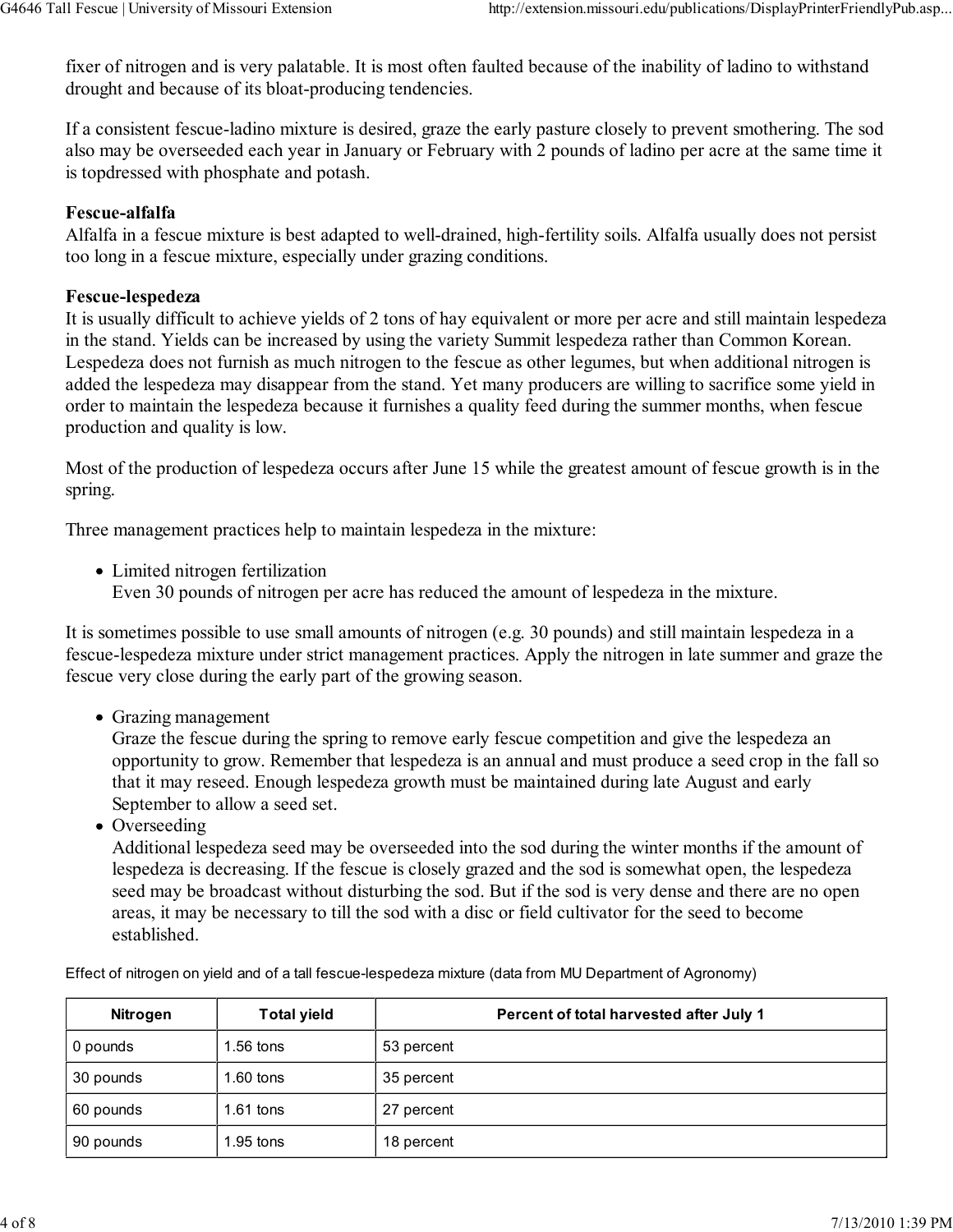fixer of nitrogen and is very palatable. It is most often faulted because of the inability of ladino to withstand drought and because of its bloat-producing tendencies.

If a consistent fescue-ladino mixture is desired, graze the early pasture closely to prevent smothering. The sod also may be overseeded each year in January or February with 2 pounds of ladino per acre at the same time it is topdressed with phosphate and potash.

**Fescue-alfalfa**
Alfalfa in a fescue mixture is best adapted to well-drained, high-fertility soils. Alfalfa usually does not persist too long in a fescue mixture, especially under grazing conditions.

**Fescue-lespedeza**
It is usually difficult to achieve yields of 2 tons of hay equivalent or more per acre and still maintain lespedeza in the stand. Yields can be increased by using the variety Summit lespedeza rather than Common Korean. Lespedeza does not furnish as much nitrogen to the fescue as other legumes, but when additional nitrogen is added the lespedeza may disappear from the stand. Yet many producers are willing to sacrifice some yield in order to maintain the lespedeza because it furnishes a quality feed during the summer months, when fescue production and quality is low.

Most of the production of lespedeza occurs after June 15 while the greatest amount of fescue growth is in the spring.

Three management practices help to maintain lespedeza in the mixture:

- Limited nitrogen fertilization
  Even 30 pounds of nitrogen per acre has reduced the amount of lespedeza in the mixture.

It is sometimes possible to use small amounts of nitrogen (e.g. 30 pounds) and still maintain lespedeza in a fescue-lespedeza mixture under strict management practices. Apply the nitrogen in late summer and graze the fescue very close during the early part of the growing season.

- Grazing management
  Graze the fescue during the spring to remove early fescue competition and give the lespedeza an opportunity to grow. Remember that lespedeza is an annual and must produce a seed crop in the fall so that it may reseed. Enough lespedeza growth must be maintained during late August and early September to allow a seed set.
- Overseeding
  Additional lespedeza seed may be overseeded into the sod during the winter months if the amount of lespedeza is decreasing. If the fescue is closely grazed and the sod is somewhat open, the lespedeza seed may be broadcast without disturbing the sod. But if the sod is very dense and there are no open areas, it may be necessary to till the sod with a disc or field cultivator for the seed to become established.

Effect of nitrogen on yield and of a tall fescue-lespedeza mixture (data from MU Department of Agronomy)

| Nitrogen | Total yield | Percent of total harvested after July 1 |
|---|---|---|
| 0 pounds | 1.56 tons | 53 percent |
| 30 pounds | 1.60 tons | 35 percent |
| 60 pounds | 1.61 tons | 27 percent |
| 90 pounds | 1.95 tons | 18 percent |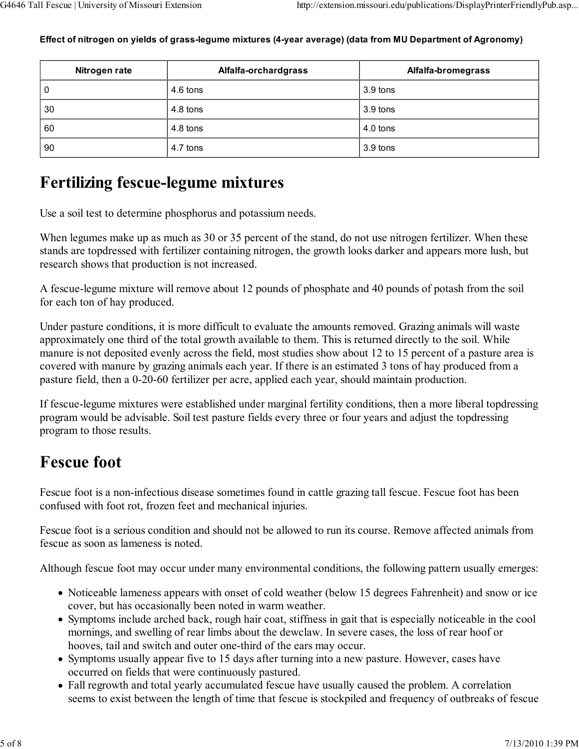**Effect of nitrogen on yields of grass-legume mixtures (4-year average) (data from MU Department of Agronomy)**

| Nitrogen rate | Alfalfa-orchardgrass | Alfalfa-bromegrass |
| --- | --- | --- |
| 0 | 4.6 tons | 3.9 tons |
| 30 | 4.8 tons | 3.9 tons |
| 60 | 4.8 tons | 4.0 tons |
| 90 | 4.7 tons | 3.9 tons |

# Fertilizing fescue-legume mixtures

Use a soil test to determine phosphorus and potassium needs.

When legumes make up as much as 30 or 35 percent of the stand, do not use nitrogen fertilizer. When these stands are topdressed with fertilizer containing nitrogen, the growth looks darker and appears more lush, but research shows that production is not increased.

A fescue-legume mixture will remove about 12 pounds of phosphate and 40 pounds of potash from the soil for each ton of hay produced.

Under pasture conditions, it is more difficult to evaluate the amounts removed. Grazing animals will waste approximately one third of the total growth available to them. This is returned directly to the soil. While manure is not deposited evenly across the field, most studies show about 12 to 15 percent of a pasture area is covered with manure by grazing animals each year. If there is an estimated 3 tons of hay produced from a pasture field, then a 0-20-60 fertilizer per acre, applied each year, should maintain production.

If fescue-legume mixtures were established under marginal fertility conditions, then a more liberal topdressing program would be advisable. Soil test pasture fields every three or four years and adjust the topdressing program to those results.

# Fescue foot

Fescue foot is a non-infectious disease sometimes found in cattle grazing tall fescue. Fescue foot has been confused with foot rot, frozen feet and mechanical injuries.

Fescue foot is a serious condition and should not be allowed to run its course. Remove affected animals from fescue as soon as lameness is noted.

Although fescue foot may occur under many environmental conditions, the following pattern usually emerges:

- Noticeable lameness appears with onset of cold weather (below 15 degrees Fahrenheit) and snow or ice cover, but has occasionally been noted in warm weather.
- Symptoms include arched back, rough hair coat, stiffness in gait that is especially noticeable in the cool mornings, and swelling of rear limbs about the dewclaw. In severe cases, the loss of rear hoof or hooves, tail and switch and outer one-third of the ears may occur.
- Symptoms usually appear five to 15 days after turning into a new pasture. However, cases have occurred on fields that were continuously pastured.
- Fall regrowth and total yearly accumulated fescue have usually caused the problem. A correlation seems to exist between the length of time that fescue is stockpiled and frequency of outbreaks of fescue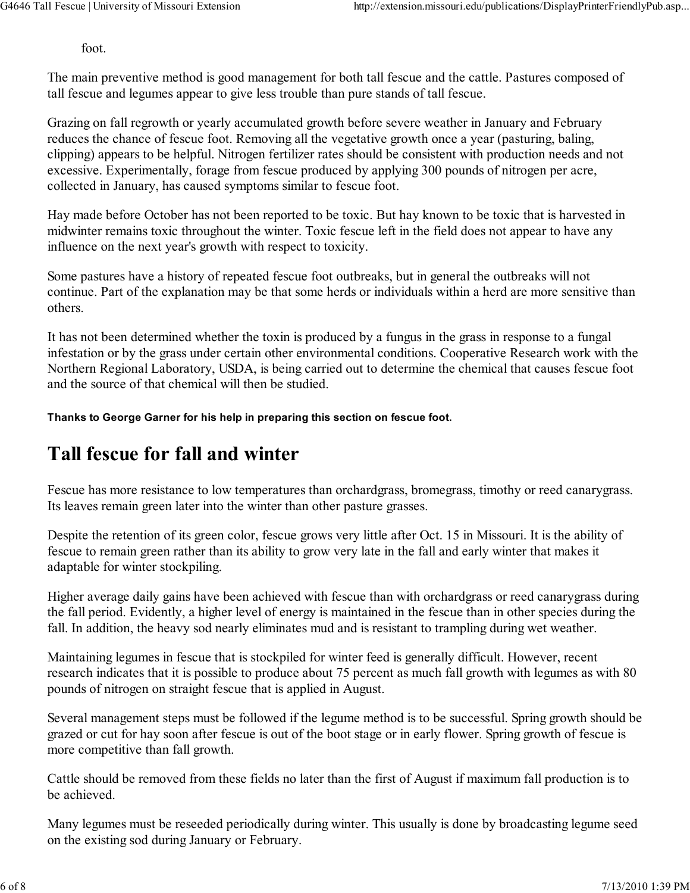foot.

The main preventive method is good management for both tall fescue and the cattle. Pastures composed of tall fescue and legumes appear to give less trouble than pure stands of tall fescue.

Grazing on fall regrowth or yearly accumulated growth before severe weather in January and February reduces the chance of fescue foot. Removing all the vegetative growth once a year (pasturing, baling, clipping) appears to be helpful. Nitrogen fertilizer rates should be consistent with production needs and not excessive. Experimentally, forage from fescue produced by applying 300 pounds of nitrogen per acre, collected in January, has caused symptoms similar to fescue foot.

Hay made before October has not been reported to be toxic. But hay known to be toxic that is harvested in midwinter remains toxic throughout the winter. Toxic fescue left in the field does not appear to have any influence on the next year's growth with respect to toxicity.

Some pastures have a history of repeated fescue foot outbreaks, but in general the outbreaks will not continue. Part of the explanation may be that some herds or individuals within a herd are more sensitive than others.

It has not been determined whether the toxin is produced by a fungus in the grass in response to a fungal infestation or by the grass under certain other environmental conditions. Cooperative Research work with the Northern Regional Laboratory, USDA, is being carried out to determine the chemical that causes fescue foot and the source of that chemical will then be studied.

**Thanks to George Garner for his help in preparing this section on fescue foot.**

# Tall fescue for fall and winter

Fescue has more resistance to low temperatures than orchardgrass, bromegrass, timothy or reed canarygrass. Its leaves remain green later into the winter than other pasture grasses.

Despite the retention of its green color, fescue grows very little after Oct. 15 in Missouri. It is the ability of fescue to remain green rather than its ability to grow very late in the fall and early winter that makes it adaptable for winter stockpiling.

Higher average daily gains have been achieved with fescue than with orchardgrass or reed canarygrass during the fall period. Evidently, a higher level of energy is maintained in the fescue than in other species during the fall. In addition, the heavy sod nearly eliminates mud and is resistant to trampling during wet weather.

Maintaining legumes in fescue that is stockpiled for winter feed is generally difficult. However, recent research indicates that it is possible to produce about 75 percent as much fall growth with legumes as with 80 pounds of nitrogen on straight fescue that is applied in August.

Several management steps must be followed if the legume method is to be successful. Spring growth should be grazed or cut for hay soon after fescue is out of the boot stage or in early flower. Spring growth of fescue is more competitive than fall growth.

Cattle should be removed from these fields no later than the first of August if maximum fall production is to be achieved.

Many legumes must be reseeded periodically during winter. This usually is done by broadcasting legume seed on the existing sod during January or February.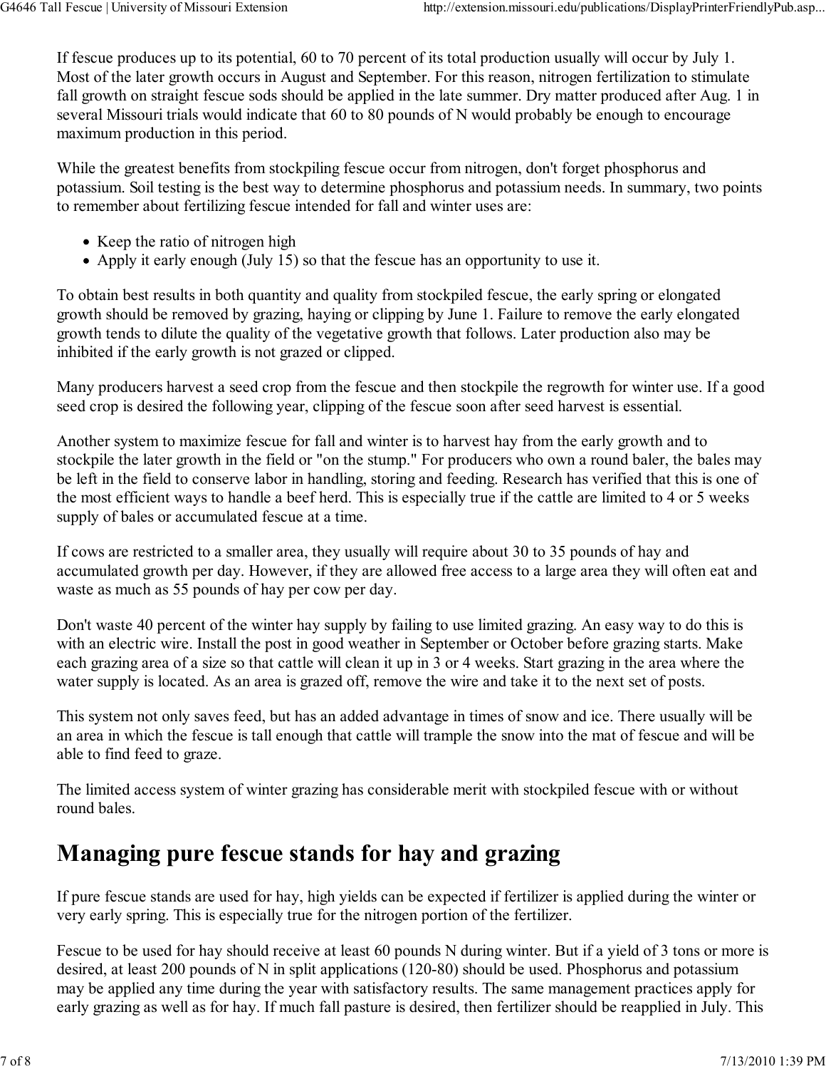If fescue produces up to its potential, 60 to 70 percent of its total production usually will occur by July 1. Most of the later growth occurs in August and September. For this reason, nitrogen fertilization to stimulate fall growth on straight fescue sods should be applied in the late summer. Dry matter produced after Aug. 1 in several Missouri trials would indicate that 60 to 80 pounds of N would probably be enough to encourage maximum production in this period.

While the greatest benefits from stockpiling fescue occur from nitrogen, don't forget phosphorus and potassium. Soil testing is the best way to determine phosphorus and potassium needs. In summary, two points to remember about fertilizing fescue intended for fall and winter uses are:

- Keep the ratio of nitrogen high
- Apply it early enough (July 15) so that the fescue has an opportunity to use it.

To obtain best results in both quantity and quality from stockpiled fescue, the early spring or elongated growth should be removed by grazing, haying or clipping by June 1. Failure to remove the early elongated growth tends to dilute the quality of the vegetative growth that follows. Later production also may be inhibited if the early growth is not grazed or clipped.

Many producers harvest a seed crop from the fescue and then stockpile the regrowth for winter use. If a good seed crop is desired the following year, clipping of the fescue soon after seed harvest is essential.

Another system to maximize fescue for fall and winter is to harvest hay from the early growth and to stockpile the later growth in the field or "on the stump." For producers who own a round baler, the bales may be left in the field to conserve labor in handling, storing and feeding. Research has verified that this is one of the most efficient ways to handle a beef herd. This is especially true if the cattle are limited to 4 or 5 weeks supply of bales or accumulated fescue at a time.

If cows are restricted to a smaller area, they usually will require about 30 to 35 pounds of hay and accumulated growth per day. However, if they are allowed free access to a large area they will often eat and waste as much as 55 pounds of hay per cow per day.

Don't waste 40 percent of the winter hay supply by failing to use limited grazing. An easy way to do this is with an electric wire. Install the post in good weather in September or October before grazing starts. Make each grazing area of a size so that cattle will clean it up in 3 or 4 weeks. Start grazing in the area where the water supply is located. As an area is grazed off, remove the wire and take it to the next set of posts.

This system not only saves feed, but has an added advantage in times of snow and ice. There usually will be an area in which the fescue is tall enough that cattle will trample the snow into the mat of fescue and will be able to find feed to graze.

The limited access system of winter grazing has considerable merit with stockpiled fescue with or without round bales.

# Managing pure fescue stands for hay and grazing

If pure fescue stands are used for hay, high yields can be expected if fertilizer is applied during the winter or very early spring. This is especially true for the nitrogen portion of the fertilizer.

Fescue to be used for hay should receive at least 60 pounds N during winter. But if a yield of 3 tons or more is desired, at least 200 pounds of N in split applications (120-80) should be used. Phosphorus and potassium may be applied any time during the year with satisfactory results. The same management practices apply for early grazing as well as for hay. If much fall pasture is desired, then fertilizer should be reapplied in July. This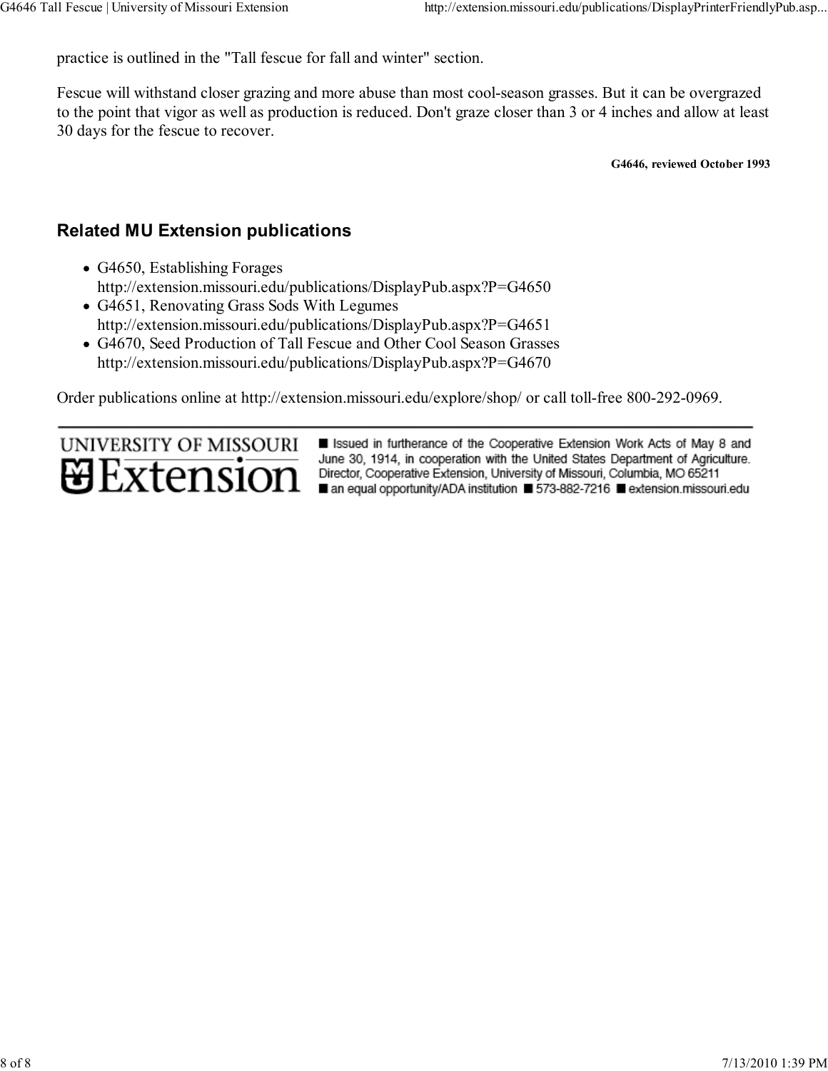practice is outlined in the "Tall fescue for fall and winter" section.

Fescue will withstand closer grazing and more abuse than most cool-season grasses. But it can be overgrazed to the point that vigor as well as production is reduced. Don't graze closer than 3 or 4 inches and allow at least 30 days for the fescue to recover.

**G4646, reviewed October 1993**

## Related MU Extension publications

- G4650, Establishing Forages
  http://extension.missouri.edu/publications/DisplayPub.aspx?P=G4650
- G4651, Renovating Grass Sods With Legumes
  http://extension.missouri.edu/publications/DisplayPub.aspx?P=G4651
- G4670, Seed Production of Tall Fescue and Other Cool Season Grasses
  http://extension.missouri.edu/publications/DisplayPub.aspx?P=G4670

Order publications online at http://extension.missouri.edu/explore/shop/ or call toll-free 800-292-0969.

UNIVERSITY OF MISSOURI Extension

■ Issued in furtherance of the Cooperative Extension Work Acts of May 8 and June 30, 1914, in cooperation with the United States Department of Agriculture. Director, Cooperative Extension, University of Missouri, Columbia, MO 65211
■ an equal opportunity/ADA institution ■ 573-882-7216 ■ extension.missouri.edu